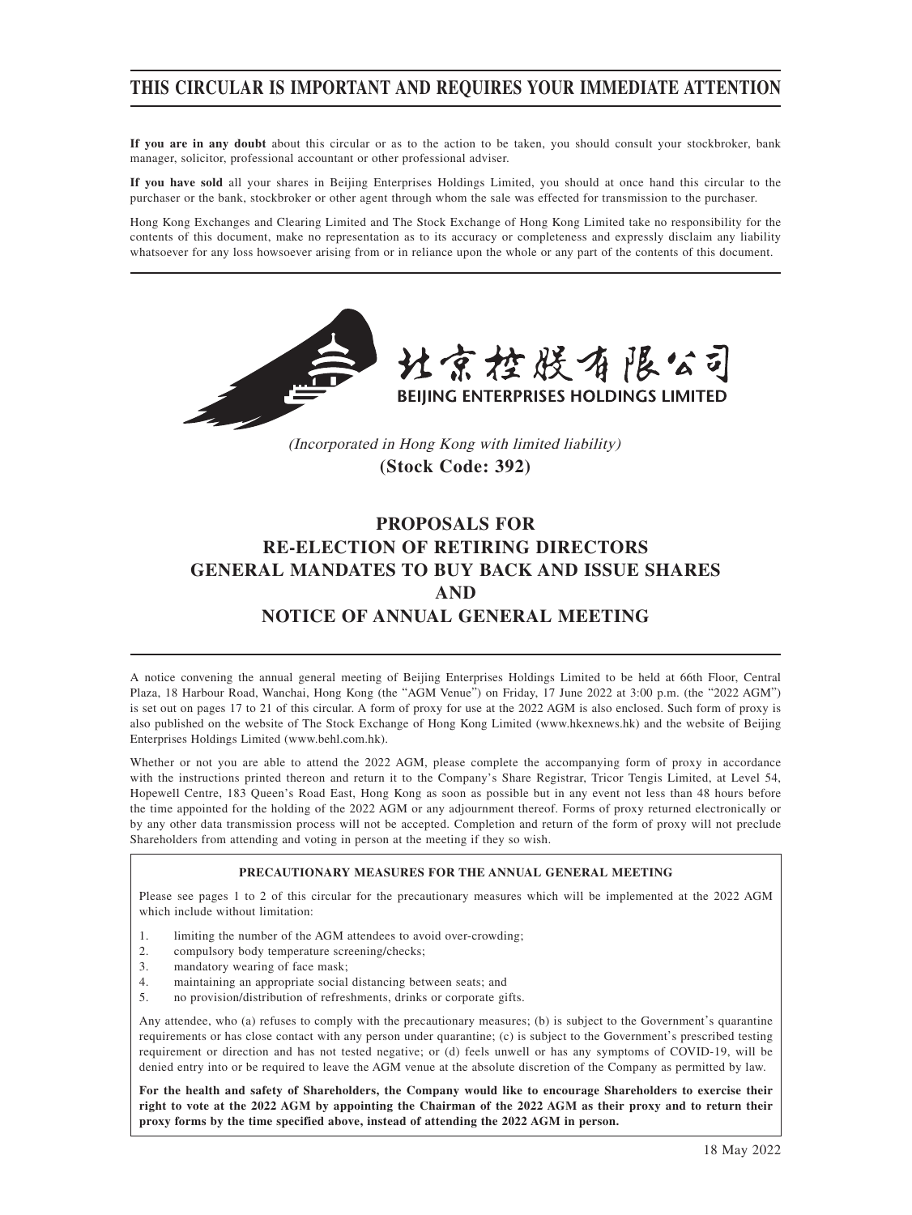# THIS CIRCULAR IS IMPORTANT AND REQUIRES YOUR IMMEDIATE ATTENTION

**If you are in any doubt** about this circular or as to the action to be taken, you should consult your stockbroker, bank manager, solicitor, professional accountant or other professional adviser.

**If you have sold** all your shares in Beijing Enterprises Holdings Limited, you should at once hand this circular to the purchaser or the bank, stockbroker or other agent through whom the sale was effected for transmission to the purchaser.

Hong Kong Exchanges and Clearing Limited and The Stock Exchange of Hong Kong Limited take no responsibility for the contents of this document, make no representation as to its accuracy or completeness and expressly disclaim any liability whatsoever for any loss howsoever arising from or in reliance upon the whole or any part of the contents of this document.

北京控股有限公司
BEIJING ENTERPRISES HOLDINGS LIMITED

*(Incorporated in Hong Kong with limited liability)*
**(Stock Code: 392)**

## PROPOSALS FOR RE-ELECTION OF RETIRING DIRECTORS GENERAL MANDATES TO BUY BACK AND ISSUE SHARES AND NOTICE OF ANNUAL GENERAL MEETING

A notice convening the annual general meeting of Beijing Enterprises Holdings Limited to be held at 66th Floor, Central Plaza, 18 Harbour Road, Wanchai, Hong Kong (the "AGM Venue") on Friday, 17 June 2022 at 3:00 p.m. (the "2022 AGM") is set out on pages 17 to 21 of this circular. A form of proxy for use at the 2022 AGM is also enclosed. Such form of proxy is also published on the website of The Stock Exchange of Hong Kong Limited (www.hkexnews.hk) and the website of Beijing Enterprises Holdings Limited (www.behl.com.hk).

Whether or not you are able to attend the 2022 AGM, please complete the accompanying form of proxy in accordance with the instructions printed thereon and return it to the Company's Share Registrar, Tricor Tengis Limited, at Level 54, Hopewell Centre, 183 Queen's Road East, Hong Kong as soon as possible but in any event not less than 48 hours before the time appointed for the holding of the 2022 AGM or any adjournment thereof. Forms of proxy returned electronically or by any other data transmission process will not be accepted. Completion and return of the form of proxy will not preclude Shareholders from attending and voting in person at the meeting if they so wish.

**PRECAUTIONARY MEASURES FOR THE ANNUAL GENERAL MEETING**

Please see pages 1 to 2 of this circular for the precautionary measures which will be implemented at the 2022 AGM which include without limitation:

1. limiting the number of the AGM attendees to avoid over-crowding;
2. compulsory body temperature screening/checks;
3. mandatory wearing of face mask;
4. maintaining an appropriate social distancing between seats; and
5. no provision/distribution of refreshments, drinks or corporate gifts.

Any attendee, who (a) refuses to comply with the precautionary measures; (b) is subject to the Government's quarantine requirements or has close contact with any person under quarantine; (c) is subject to the Government's prescribed testing requirement or direction and has not tested negative; or (d) feels unwell or has any symptoms of COVID-19, will be denied entry into or be required to leave the AGM venue at the absolute discretion of the Company as permitted by law.

**For the health and safety of Shareholders, the Company would like to encourage Shareholders to exercise their right to vote at the 2022 AGM by appointing the Chairman of the 2022 AGM as their proxy and to return their proxy forms by the time specified above, instead of attending the 2022 AGM in person.**

18 May 2022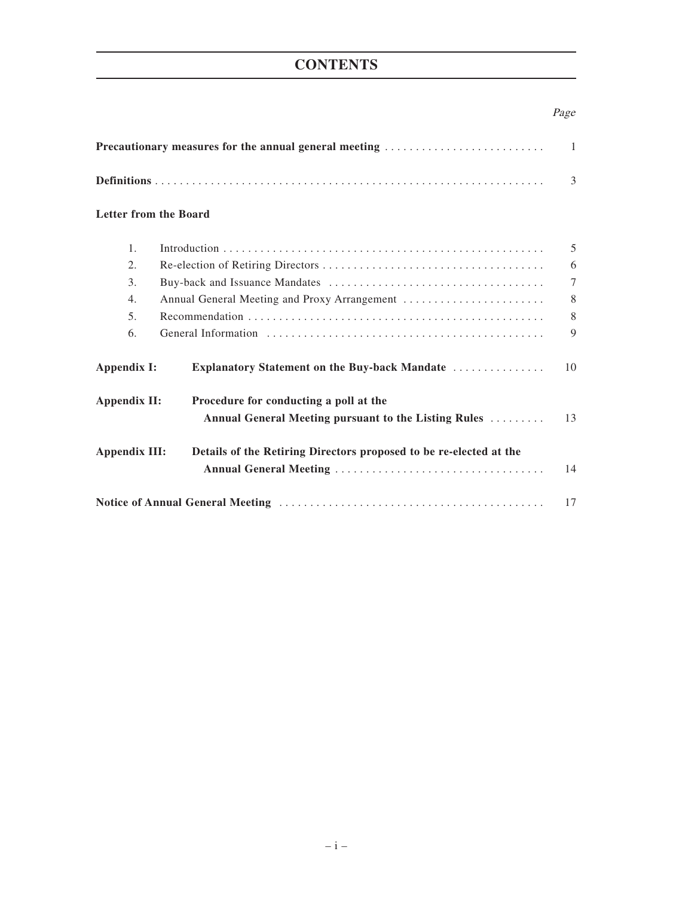# CONTENTS

| | | *Page* |
|---|---|---|
| **Precautionary measures for the annual general meeting** | | 1 |
| **Definitions** | | 3 |
| **Letter from the Board** | | |
| 1. | Introduction | 5 |
| 2. | Re-election of Retiring Directors | 6 |
| 3. | Buy-back and Issuance Mandates | 7 |
| 4. | Annual General Meeting and Proxy Arrangement | 8 |
| 5. | Recommendation | 8 |
| 6. | General Information | 9 |
| **Appendix I:** | **Explanatory Statement on the Buy-back Mandate** | 10 |
| **Appendix II:** | **Procedure for conducting a poll at the Annual General Meeting pursuant to the Listing Rules** | 13 |
| **Appendix III:** | **Details of the Retiring Directors proposed to be re-elected at the Annual General Meeting** | 14 |
| **Notice of Annual General Meeting** | | 17 |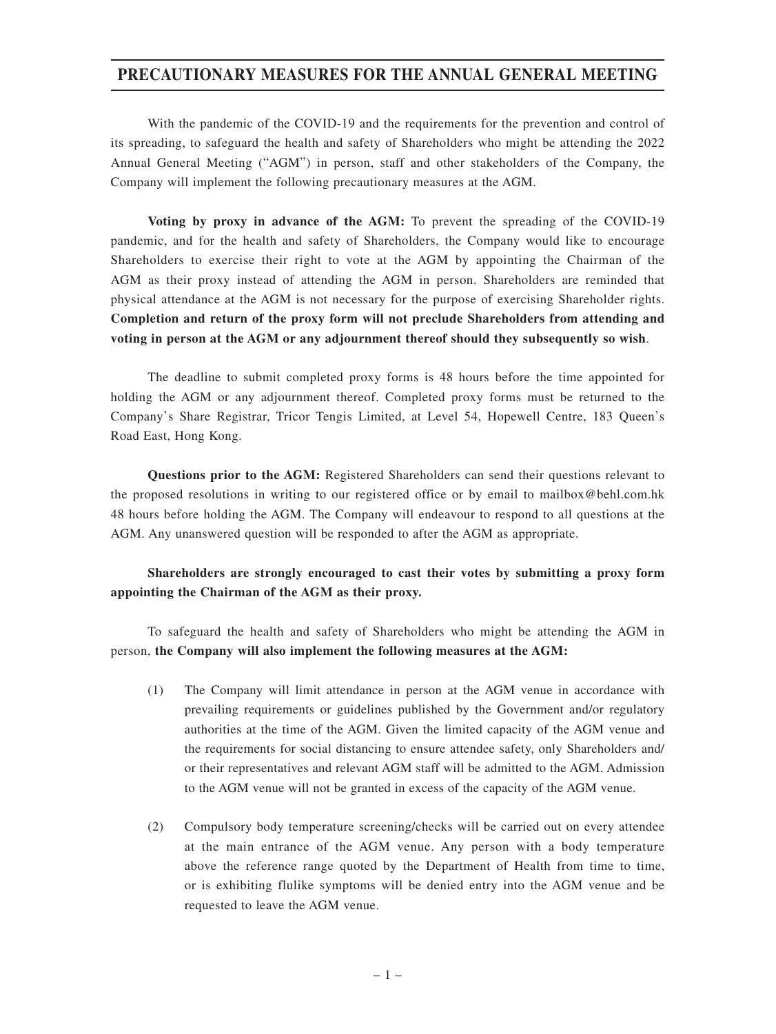# PRECAUTIONARY MEASURES FOR THE ANNUAL GENERAL MEETING

With the pandemic of the COVID-19 and the requirements for the prevention and control of its spreading, to safeguard the health and safety of Shareholders who might be attending the 2022 Annual General Meeting ("AGM") in person, staff and other stakeholders of the Company, the Company will implement the following precautionary measures at the AGM.

**Voting by proxy in advance of the AGM:** To prevent the spreading of the COVID-19 pandemic, and for the health and safety of Shareholders, the Company would like to encourage Shareholders to exercise their right to vote at the AGM by appointing the Chairman of the AGM as their proxy instead of attending the AGM in person. Shareholders are reminded that physical attendance at the AGM is not necessary for the purpose of exercising Shareholder rights. **Completion and return of the proxy form will not preclude Shareholders from attending and voting in person at the AGM or any adjournment thereof should they subsequently so wish**.

The deadline to submit completed proxy forms is 48 hours before the time appointed for holding the AGM or any adjournment thereof. Completed proxy forms must be returned to the Company's Share Registrar, Tricor Tengis Limited, at Level 54, Hopewell Centre, 183 Queen's Road East, Hong Kong.

**Questions prior to the AGM:** Registered Shareholders can send their questions relevant to the proposed resolutions in writing to our registered office or by email to mailbox@behl.com.hk 48 hours before holding the AGM. The Company will endeavour to respond to all questions at the AGM. Any unanswered question will be responded to after the AGM as appropriate.

**Shareholders are strongly encouraged to cast their votes by submitting a proxy form appointing the Chairman of the AGM as their proxy.**

To safeguard the health and safety of Shareholders who might be attending the AGM in person, **the Company will also implement the following measures at the AGM:**

(1) The Company will limit attendance in person at the AGM venue in accordance with prevailing requirements or guidelines published by the Government and/or regulatory authorities at the time of the AGM. Given the limited capacity of the AGM venue and the requirements for social distancing to ensure attendee safety, only Shareholders and/or their representatives and relevant AGM staff will be admitted to the AGM. Admission to the AGM venue will not be granted in excess of the capacity of the AGM venue.

(2) Compulsory body temperature screening/checks will be carried out on every attendee at the main entrance of the AGM venue. Any person with a body temperature above the reference range quoted by the Department of Health from time to time, or is exhibiting flulike symptoms will be denied entry into the AGM venue and be requested to leave the AGM venue.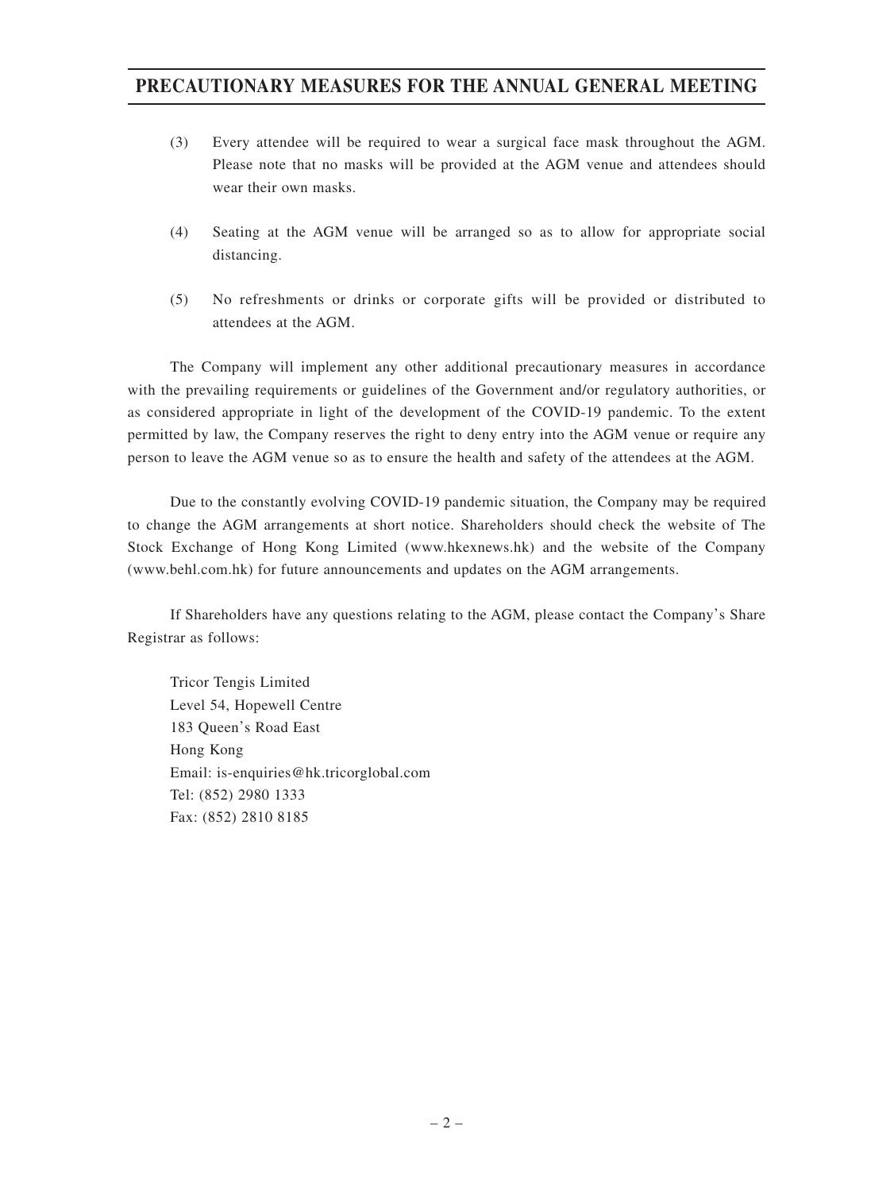# PRECAUTIONARY MEASURES FOR THE ANNUAL GENERAL MEETING

(3) Every attendee will be required to wear a surgical face mask throughout the AGM. Please note that no masks will be provided at the AGM venue and attendees should wear their own masks.

(4) Seating at the AGM venue will be arranged so as to allow for appropriate social distancing.

(5) No refreshments or drinks or corporate gifts will be provided or distributed to attendees at the AGM.

The Company will implement any other additional precautionary measures in accordance with the prevailing requirements or guidelines of the Government and/or regulatory authorities, or as considered appropriate in light of the development of the COVID-19 pandemic. To the extent permitted by law, the Company reserves the right to deny entry into the AGM venue or require any person to leave the AGM venue so as to ensure the health and safety of the attendees at the AGM.

Due to the constantly evolving COVID-19 pandemic situation, the Company may be required to change the AGM arrangements at short notice. Shareholders should check the website of The Stock Exchange of Hong Kong Limited (www.hkexnews.hk) and the website of the Company (www.behl.com.hk) for future announcements and updates on the AGM arrangements.

If Shareholders have any questions relating to the AGM, please contact the Company's Share Registrar as follows:

Tricor Tengis Limited
Level 54, Hopewell Centre
183 Queen's Road East
Hong Kong
Email: is-enquiries@hk.tricorglobal.com
Tel: (852) 2980 1333
Fax: (852) 2810 8185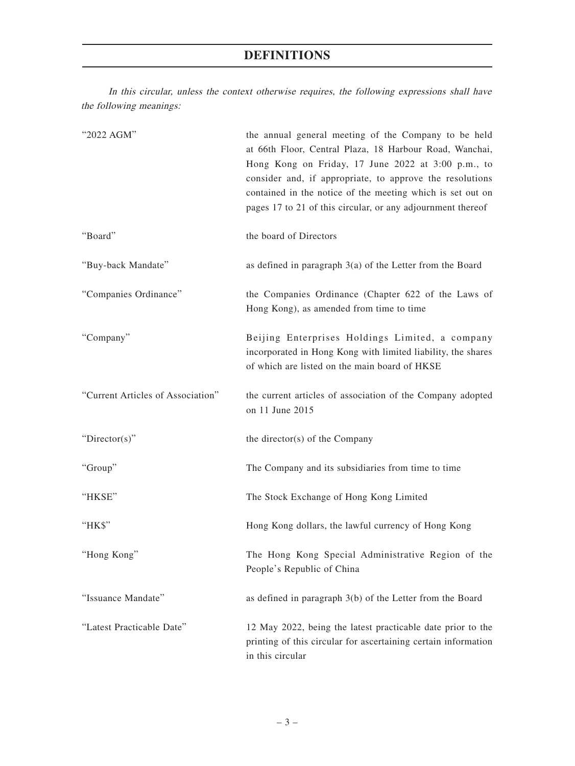# DEFINITIONS

*In this circular, unless the context otherwise requires, the following expressions shall have the following meanings:*

| | |
|---|---|
| "2022 AGM" | the annual general meeting of the Company to be held at 66th Floor, Central Plaza, 18 Harbour Road, Wanchai, Hong Kong on Friday, 17 June 2022 at 3:00 p.m., to consider and, if appropriate, to approve the resolutions contained in the notice of the meeting which is set out on pages 17 to 21 of this circular, or any adjournment thereof |
| "Board" | the board of Directors |
| "Buy-back Mandate" | as defined in paragraph 3(a) of the Letter from the Board |
| "Companies Ordinance" | the Companies Ordinance (Chapter 622 of the Laws of Hong Kong), as amended from time to time |
| "Company" | Beijing Enterprises Holdings Limited, a company incorporated in Hong Kong with limited liability, the shares of which are listed on the main board of HKSE |
| "Current Articles of Association" | the current articles of association of the Company adopted on 11 June 2015 |
| "Director(s)" | the director(s) of the Company |
| "Group" | The Company and its subsidiaries from time to time |
| "HKSE" | The Stock Exchange of Hong Kong Limited |
| "HK$" | Hong Kong dollars, the lawful currency of Hong Kong |
| "Hong Kong" | The Hong Kong Special Administrative Region of the People's Republic of China |
| "Issuance Mandate" | as defined in paragraph 3(b) of the Letter from the Board |
| "Latest Practicable Date" | 12 May 2022, being the latest practicable date prior to the printing of this circular for ascertaining certain information in this circular |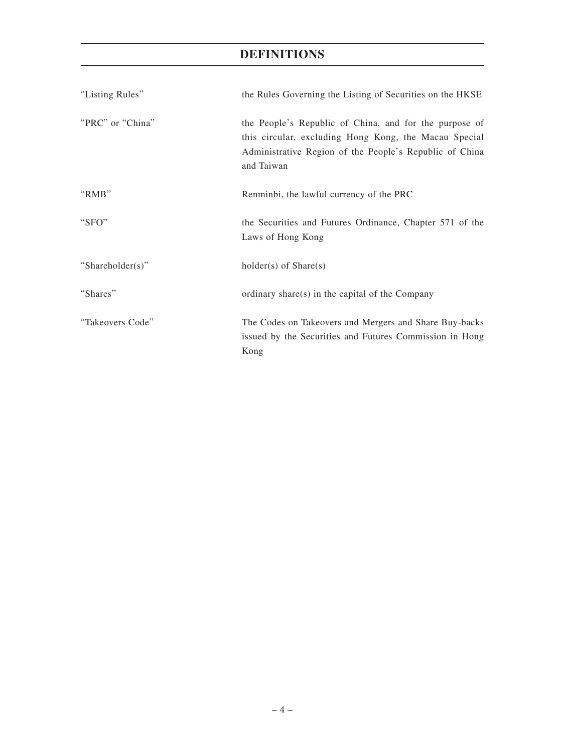# DEFINITIONS

| | |
|---|---|
| "Listing Rules" | the Rules Governing the Listing of Securities on the HKSE |
| "PRC" or "China" | the People's Republic of China, and for the purpose of this circular, excluding Hong Kong, the Macau Special Administrative Region of the People's Republic of China and Taiwan |
| "RMB" | Renminbi, the lawful currency of the PRC |
| "SFO" | the Securities and Futures Ordinance, Chapter 571 of the Laws of Hong Kong |
| "Shareholder(s)" | holder(s) of Share(s) |
| "Shares" | ordinary share(s) in the capital of the Company |
| "Takeovers Code" | The Codes on Takeovers and Mergers and Share Buy-backs issued by the Securities and Futures Commission in Hong Kong |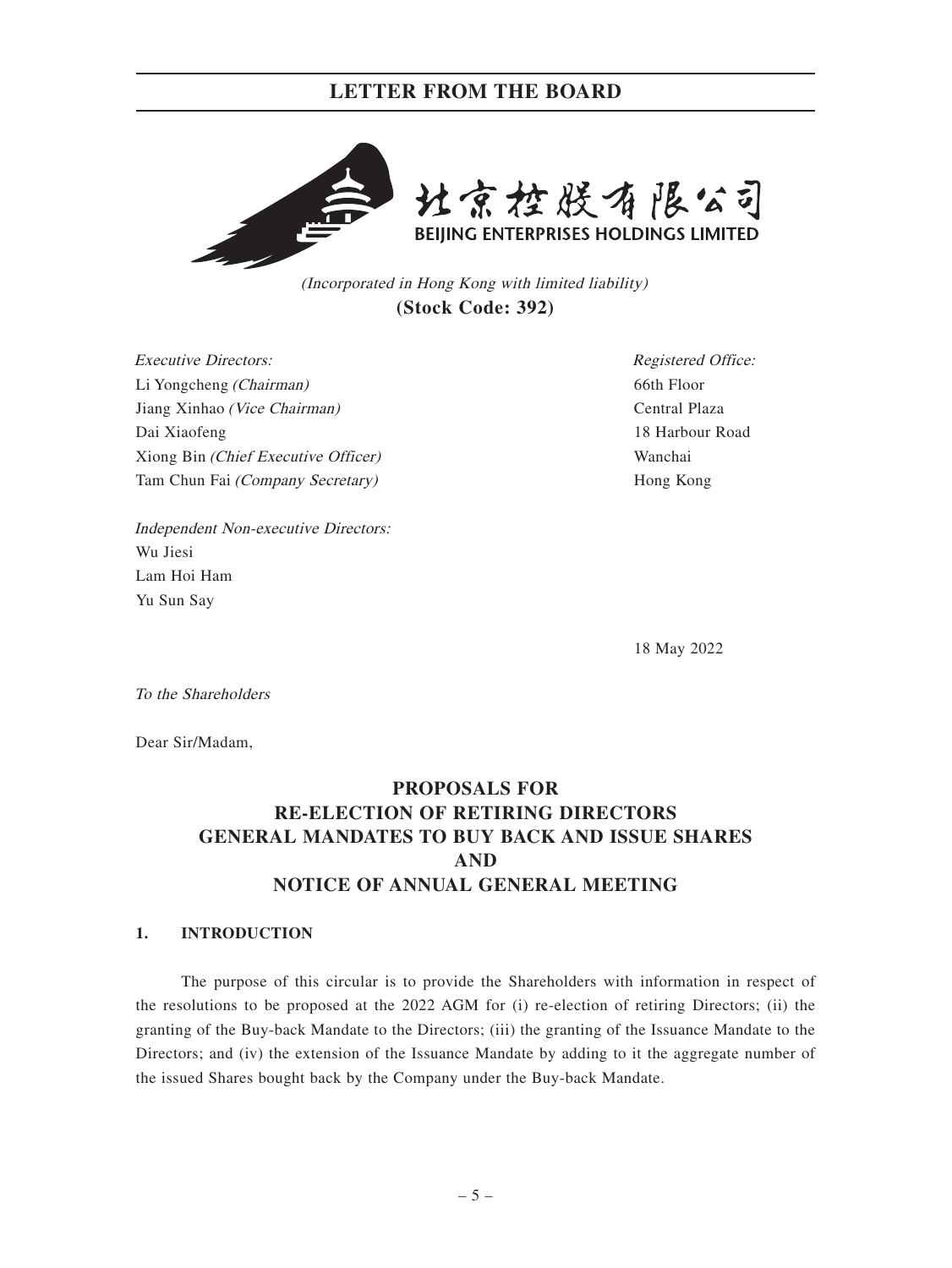# LETTER FROM THE BOARD

北京控股有限公司
BEIJING ENTERPRISES HOLDINGS LIMITED

*(Incorporated in Hong Kong with limited liability)*
**(Stock Code: 392)**

*Executive Directors:*
Li Yongcheng *(Chairman)*
Jiang Xinhao *(Vice Chairman)*
Dai Xiaofeng
Xiong Bin *(Chief Executive Officer)*
Tam Chun Fai *(Company Secretary)*

*Independent Non-executive Directors:*
Wu Jiesi
Lam Hoi Ham
Yu Sun Say

*Registered Office:*
66th Floor
Central Plaza
18 Harbour Road
Wanchai
Hong Kong

18 May 2022

*To the Shareholders*

Dear Sir/Madam,

## PROPOSALS FOR RE-ELECTION OF RETIRING DIRECTORS GENERAL MANDATES TO BUY BACK AND ISSUE SHARES AND NOTICE OF ANNUAL GENERAL MEETING

### 1. INTRODUCTION

The purpose of this circular is to provide the Shareholders with information in respect of the resolutions to be proposed at the 2022 AGM for (i) re-election of retiring Directors; (ii) the granting of the Buy-back Mandate to the Directors; (iii) the granting of the Issuance Mandate to the Directors; and (iv) the extension of the Issuance Mandate by adding to it the aggregate number of the issued Shares bought back by the Company under the Buy-back Mandate.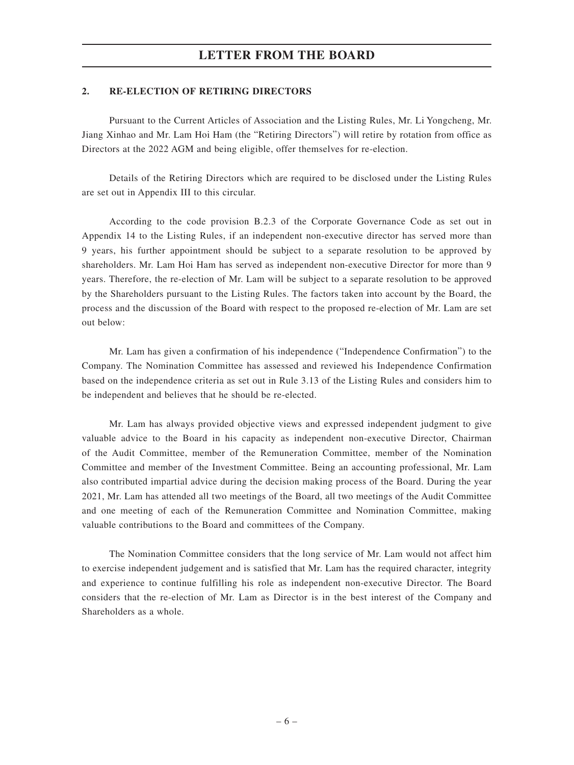# LETTER FROM THE BOARD

## 2. RE-ELECTION OF RETIRING DIRECTORS

Pursuant to the Current Articles of Association and the Listing Rules, Mr. Li Yongcheng, Mr. Jiang Xinhao and Mr. Lam Hoi Ham (the "Retiring Directors") will retire by rotation from office as Directors at the 2022 AGM and being eligible, offer themselves for re-election.

Details of the Retiring Directors which are required to be disclosed under the Listing Rules are set out in Appendix III to this circular.

According to the code provision B.2.3 of the Corporate Governance Code as set out in Appendix 14 to the Listing Rules, if an independent non-executive director has served more than 9 years, his further appointment should be subject to a separate resolution to be approved by shareholders. Mr. Lam Hoi Ham has served as independent non-executive Director for more than 9 years. Therefore, the re-election of Mr. Lam will be subject to a separate resolution to be approved by the Shareholders pursuant to the Listing Rules. The factors taken into account by the Board, the process and the discussion of the Board with respect to the proposed re-election of Mr. Lam are set out below:

Mr. Lam has given a confirmation of his independence ("Independence Confirmation") to the Company. The Nomination Committee has assessed and reviewed his Independence Confirmation based on the independence criteria as set out in Rule 3.13 of the Listing Rules and considers him to be independent and believes that he should be re-elected.

Mr. Lam has always provided objective views and expressed independent judgment to give valuable advice to the Board in his capacity as independent non-executive Director, Chairman of the Audit Committee, member of the Remuneration Committee, member of the Nomination Committee and member of the Investment Committee. Being an accounting professional, Mr. Lam also contributed impartial advice during the decision making process of the Board. During the year 2021, Mr. Lam has attended all two meetings of the Board, all two meetings of the Audit Committee and one meeting of each of the Remuneration Committee and Nomination Committee, making valuable contributions to the Board and committees of the Company.

The Nomination Committee considers that the long service of Mr. Lam would not affect him to exercise independent judgement and is satisfied that Mr. Lam has the required character, integrity and experience to continue fulfilling his role as independent non-executive Director. The Board considers that the re-election of Mr. Lam as Director is in the best interest of the Company and Shareholders as a whole.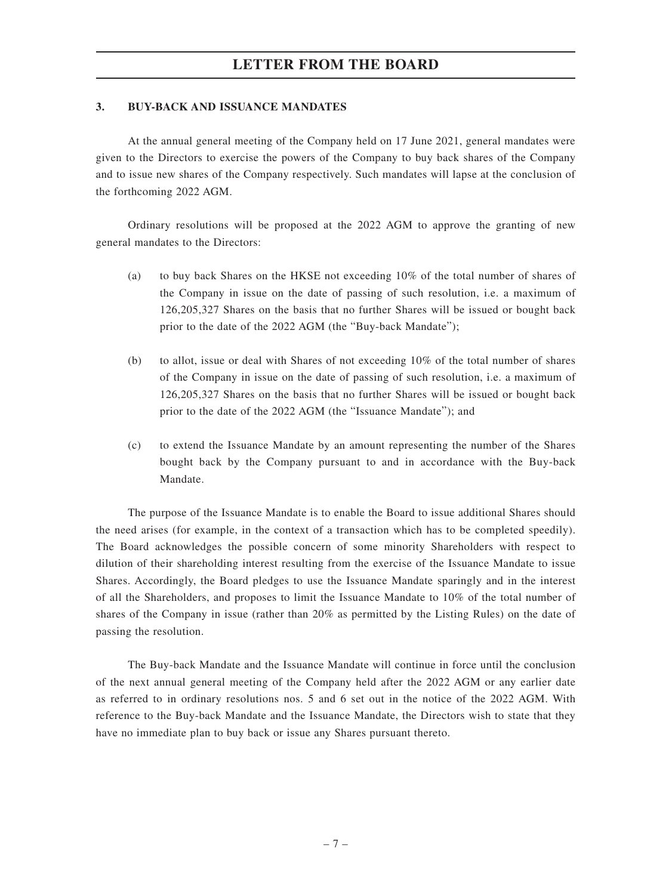### 3. BUY-BACK AND ISSUANCE MANDATES

At the annual general meeting of the Company held on 17 June 2021, general mandates were given to the Directors to exercise the powers of the Company to buy back shares of the Company and to issue new shares of the Company respectively. Such mandates will lapse at the conclusion of the forthcoming 2022 AGM.

Ordinary resolutions will be proposed at the 2022 AGM to approve the granting of new general mandates to the Directors:

(a) to buy back Shares on the HKSE not exceeding 10% of the total number of shares of the Company in issue on the date of passing of such resolution, i.e. a maximum of 126,205,327 Shares on the basis that no further Shares will be issued or bought back prior to the date of the 2022 AGM (the "Buy-back Mandate");

(b) to allot, issue or deal with Shares of not exceeding 10% of the total number of shares of the Company in issue on the date of passing of such resolution, i.e. a maximum of 126,205,327 Shares on the basis that no further Shares will be issued or bought back prior to the date of the 2022 AGM (the "Issuance Mandate"); and

(c) to extend the Issuance Mandate by an amount representing the number of the Shares bought back by the Company pursuant to and in accordance with the Buy-back Mandate.

The purpose of the Issuance Mandate is to enable the Board to issue additional Shares should the need arises (for example, in the context of a transaction which has to be completed speedily). The Board acknowledges the possible concern of some minority Shareholders with respect to dilution of their shareholding interest resulting from the exercise of the Issuance Mandate to issue Shares. Accordingly, the Board pledges to use the Issuance Mandate sparingly and in the interest of all the Shareholders, and proposes to limit the Issuance Mandate to 10% of the total number of shares of the Company in issue (rather than 20% as permitted by the Listing Rules) on the date of passing the resolution.

The Buy-back Mandate and the Issuance Mandate will continue in force until the conclusion of the next annual general meeting of the Company held after the 2022 AGM or any earlier date as referred to in ordinary resolutions nos. 5 and 6 set out in the notice of the 2022 AGM. With reference to the Buy-back Mandate and the Issuance Mandate, the Directors wish to state that they have no immediate plan to buy back or issue any Shares pursuant thereto.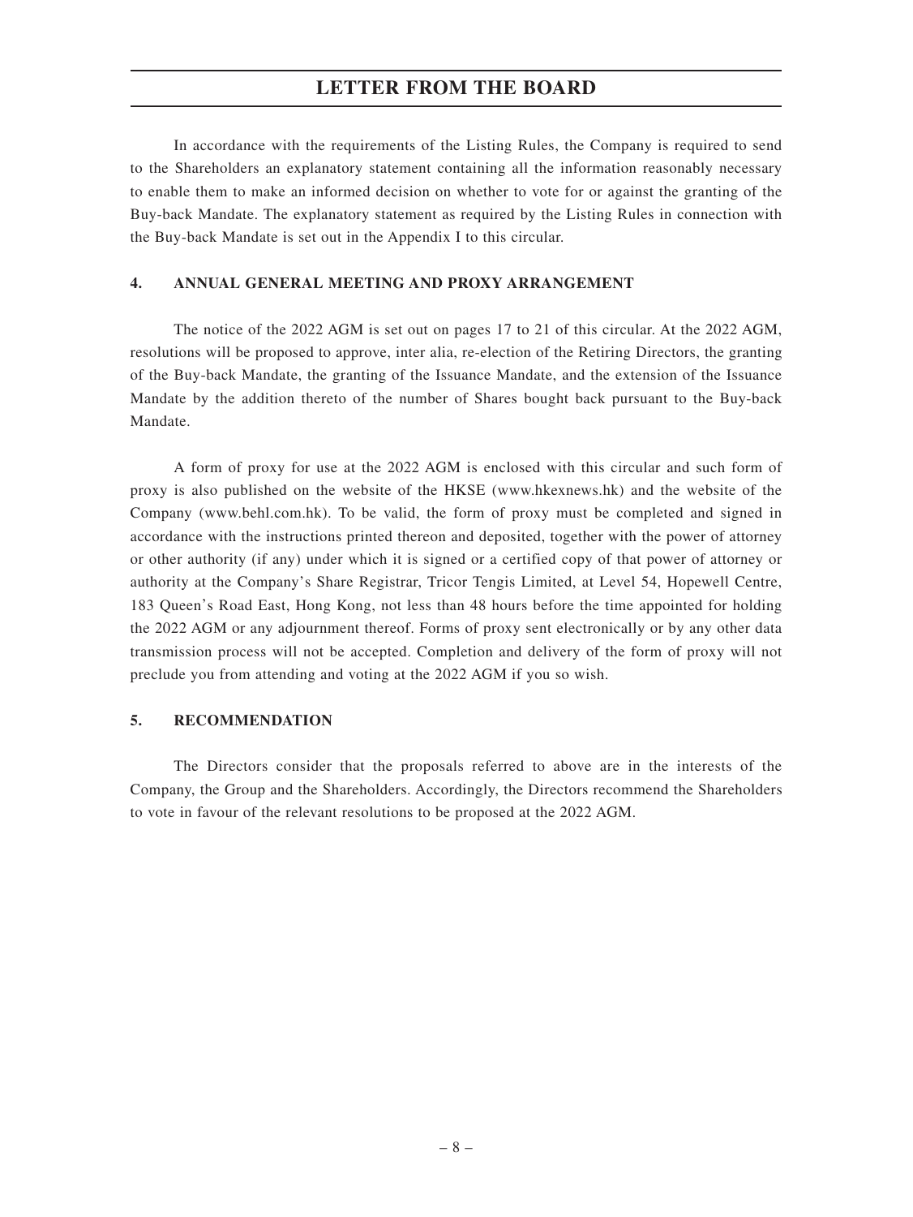In accordance with the requirements of the Listing Rules, the Company is required to send to the Shareholders an explanatory statement containing all the information reasonably necessary to enable them to make an informed decision on whether to vote for or against the granting of the Buy-back Mandate. The explanatory statement as required by the Listing Rules in connection with the Buy-back Mandate is set out in the Appendix I to this circular.

## 4. ANNUAL GENERAL MEETING AND PROXY ARRANGEMENT

The notice of the 2022 AGM is set out on pages 17 to 21 of this circular. At the 2022 AGM, resolutions will be proposed to approve, inter alia, re-election of the Retiring Directors, the granting of the Buy-back Mandate, the granting of the Issuance Mandate, and the extension of the Issuance Mandate by the addition thereto of the number of Shares bought back pursuant to the Buy-back Mandate.

A form of proxy for use at the 2022 AGM is enclosed with this circular and such form of proxy is also published on the website of the HKSE (www.hkexnews.hk) and the website of the Company (www.behl.com.hk). To be valid, the form of proxy must be completed and signed in accordance with the instructions printed thereon and deposited, together with the power of attorney or other authority (if any) under which it is signed or a certified copy of that power of attorney or authority at the Company's Share Registrar, Tricor Tengis Limited, at Level 54, Hopewell Centre, 183 Queen's Road East, Hong Kong, not less than 48 hours before the time appointed for holding the 2022 AGM or any adjournment thereof. Forms of proxy sent electronically or by any other data transmission process will not be accepted. Completion and delivery of the form of proxy will not preclude you from attending and voting at the 2022 AGM if you so wish.

## 5. RECOMMENDATION

The Directors consider that the proposals referred to above are in the interests of the Company, the Group and the Shareholders. Accordingly, the Directors recommend the Shareholders to vote in favour of the relevant resolutions to be proposed at the 2022 AGM.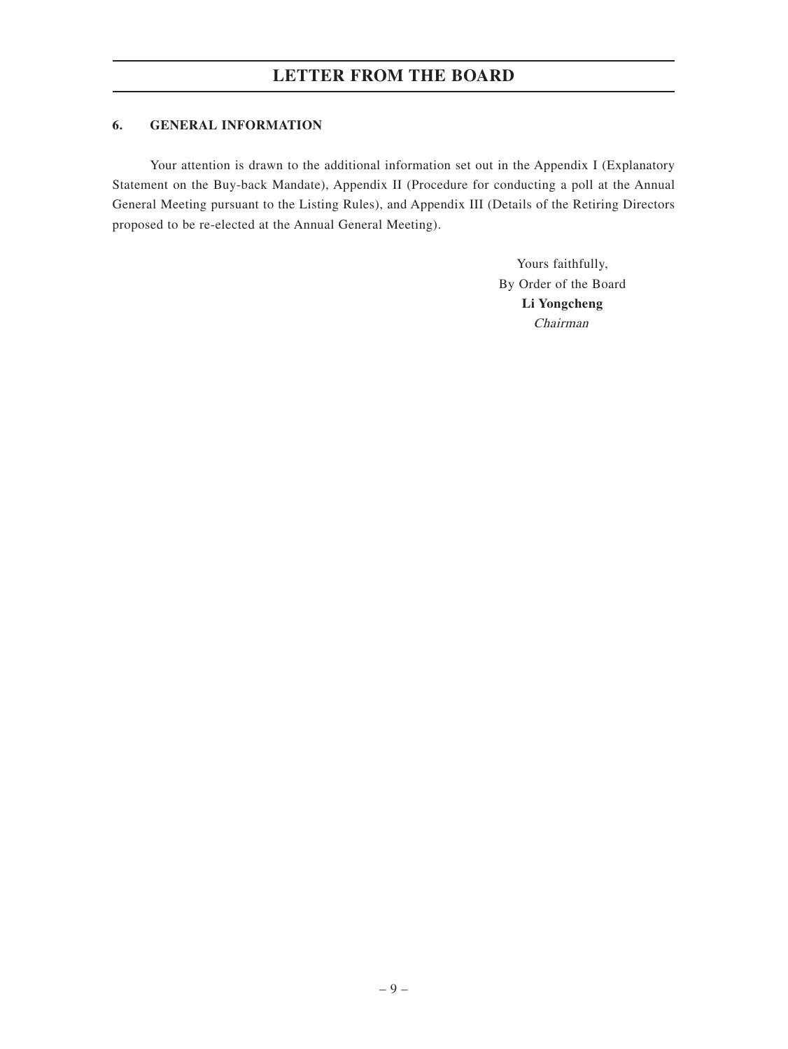# LETTER FROM THE BOARD

## 6. GENERAL INFORMATION

Your attention is drawn to the additional information set out in the Appendix I (Explanatory Statement on the Buy-back Mandate), Appendix II (Procedure for conducting a poll at the Annual General Meeting pursuant to the Listing Rules), and Appendix III (Details of the Retiring Directors proposed to be re-elected at the Annual General Meeting).

Yours faithfully,
By Order of the Board
**Li Yongcheng**
*Chairman*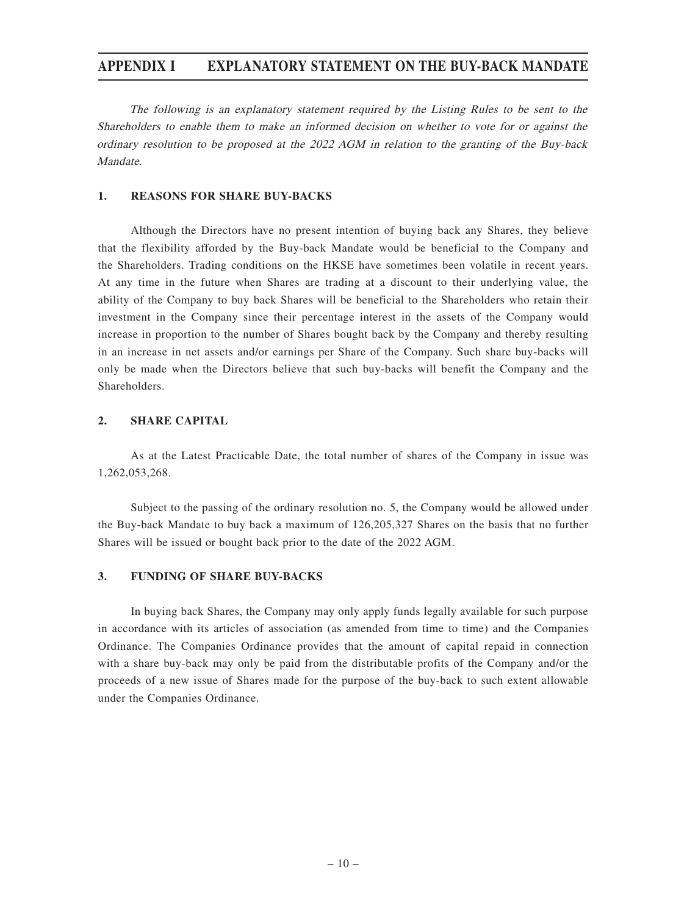# APPENDIX I EXPLANATORY STATEMENT ON THE BUY-BACK MANDATE

*The following is an explanatory statement required by the Listing Rules to be sent to the Shareholders to enable them to make an informed decision on whether to vote for or against the ordinary resolution to be proposed at the 2022 AGM in relation to the granting of the Buy-back Mandate.*

## 1. REASONS FOR SHARE BUY-BACKS

Although the Directors have no present intention of buying back any Shares, they believe that the flexibility afforded by the Buy-back Mandate would be beneficial to the Company and the Shareholders. Trading conditions on the HKSE have sometimes been volatile in recent years. At any time in the future when Shares are trading at a discount to their underlying value, the ability of the Company to buy back Shares will be beneficial to the Shareholders who retain their investment in the Company since their percentage interest in the assets of the Company would increase in proportion to the number of Shares bought back by the Company and thereby resulting in an increase in net assets and/or earnings per Share of the Company. Such share buy-backs will only be made when the Directors believe that such buy-backs will benefit the Company and the Shareholders.

## 2. SHARE CAPITAL

As at the Latest Practicable Date, the total number of shares of the Company in issue was 1,262,053,268.

Subject to the passing of the ordinary resolution no. 5, the Company would be allowed under the Buy-back Mandate to buy back a maximum of 126,205,327 Shares on the basis that no further Shares will be issued or bought back prior to the date of the 2022 AGM.

## 3. FUNDING OF SHARE BUY-BACKS

In buying back Shares, the Company may only apply funds legally available for such purpose in accordance with its articles of association (as amended from time to time) and the Companies Ordinance. The Companies Ordinance provides that the amount of capital repaid in connection with a share buy-back may only be paid from the distributable profits of the Company and/or the proceeds of a new issue of Shares made for the purpose of the buy-back to such extent allowable under the Companies Ordinance.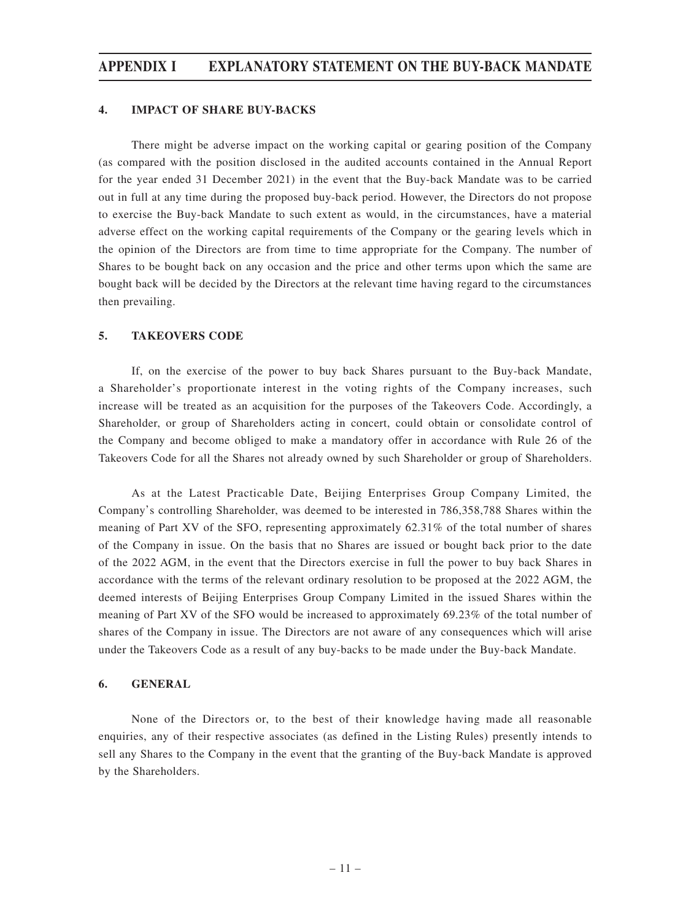## 4. IMPACT OF SHARE BUY-BACKS

There might be adverse impact on the working capital or gearing position of the Company (as compared with the position disclosed in the audited accounts contained in the Annual Report for the year ended 31 December 2021) in the event that the Buy-back Mandate was to be carried out in full at any time during the proposed buy-back period. However, the Directors do not propose to exercise the Buy-back Mandate to such extent as would, in the circumstances, have a material adverse effect on the working capital requirements of the Company or the gearing levels which in the opinion of the Directors are from time to time appropriate for the Company. The number of Shares to be bought back on any occasion and the price and other terms upon which the same are bought back will be decided by the Directors at the relevant time having regard to the circumstances then prevailing.

## 5. TAKEOVERS CODE

If, on the exercise of the power to buy back Shares pursuant to the Buy-back Mandate, a Shareholder's proportionate interest in the voting rights of the Company increases, such increase will be treated as an acquisition for the purposes of the Takeovers Code. Accordingly, a Shareholder, or group of Shareholders acting in concert, could obtain or consolidate control of the Company and become obliged to make a mandatory offer in accordance with Rule 26 of the Takeovers Code for all the Shares not already owned by such Shareholder or group of Shareholders.

As at the Latest Practicable Date, Beijing Enterprises Group Company Limited, the Company's controlling Shareholder, was deemed to be interested in 786,358,788 Shares within the meaning of Part XV of the SFO, representing approximately 62.31% of the total number of shares of the Company in issue. On the basis that no Shares are issued or bought back prior to the date of the 2022 AGM, in the event that the Directors exercise in full the power to buy back Shares in accordance with the terms of the relevant ordinary resolution to be proposed at the 2022 AGM, the deemed interests of Beijing Enterprises Group Company Limited in the issued Shares within the meaning of Part XV of the SFO would be increased to approximately 69.23% of the total number of shares of the Company in issue. The Directors are not aware of any consequences which will arise under the Takeovers Code as a result of any buy-backs to be made under the Buy-back Mandate.

## 6. GENERAL

None of the Directors or, to the best of their knowledge having made all reasonable enquiries, any of their respective associates (as defined in the Listing Rules) presently intends to sell any Shares to the Company in the event that the granting of the Buy-back Mandate is approved by the Shareholders.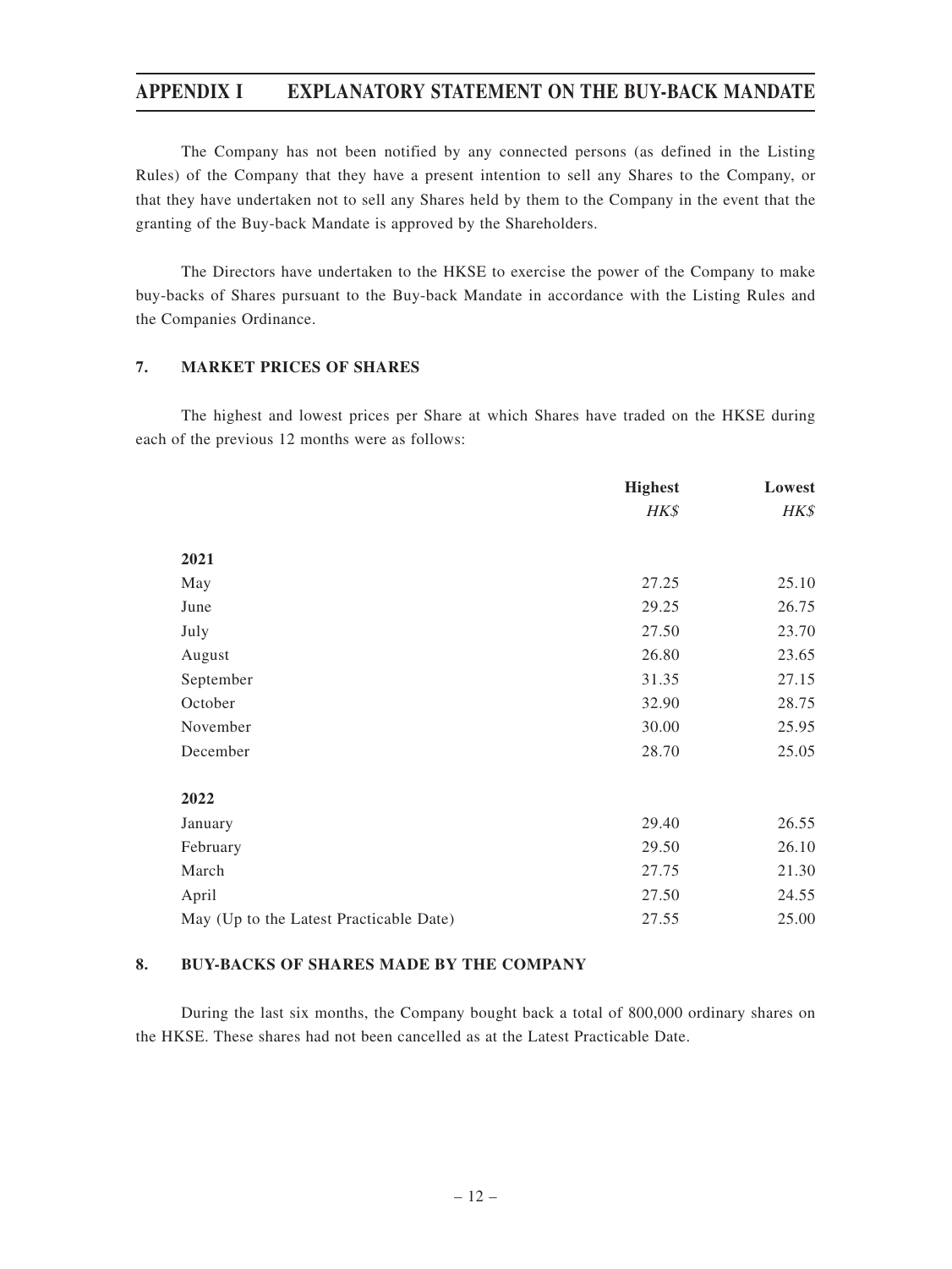The Company has not been notified by any connected persons (as defined in the Listing Rules) of the Company that they have a present intention to sell any Shares to the Company, or that they have undertaken not to sell any Shares held by them to the Company in the event that the granting of the Buy-back Mandate is approved by the Shareholders.

The Directors have undertaken to the HKSE to exercise the power of the Company to make buy-backs of Shares pursuant to the Buy-back Mandate in accordance with the Listing Rules and the Companies Ordinance.

## 7. MARKET PRICES OF SHARES

The highest and lowest prices per Share at which Shares have traded on the HKSE during each of the previous 12 months were as follows:

| | **Highest** | **Lowest** |
|---|---|---|
| | *HK$* | *HK$* |
| **2021** | | |
| May | 27.25 | 25.10 |
| June | 29.25 | 26.75 |
| July | 27.50 | 23.70 |
| August | 26.80 | 23.65 |
| September | 31.35 | 27.15 |
| October | 32.90 | 28.75 |
| November | 30.00 | 25.95 |
| December | 28.70 | 25.05 |
| **2022** | | |
| January | 29.40 | 26.55 |
| February | 29.50 | 26.10 |
| March | 27.75 | 21.30 |
| April | 27.50 | 24.55 |
| May (Up to the Latest Practicable Date) | 27.55 | 25.00 |

## 8. BUY-BACKS OF SHARES MADE BY THE COMPANY

During the last six months, the Company bought back a total of 800,000 ordinary shares on the HKSE. These shares had not been cancelled as at the Latest Practicable Date.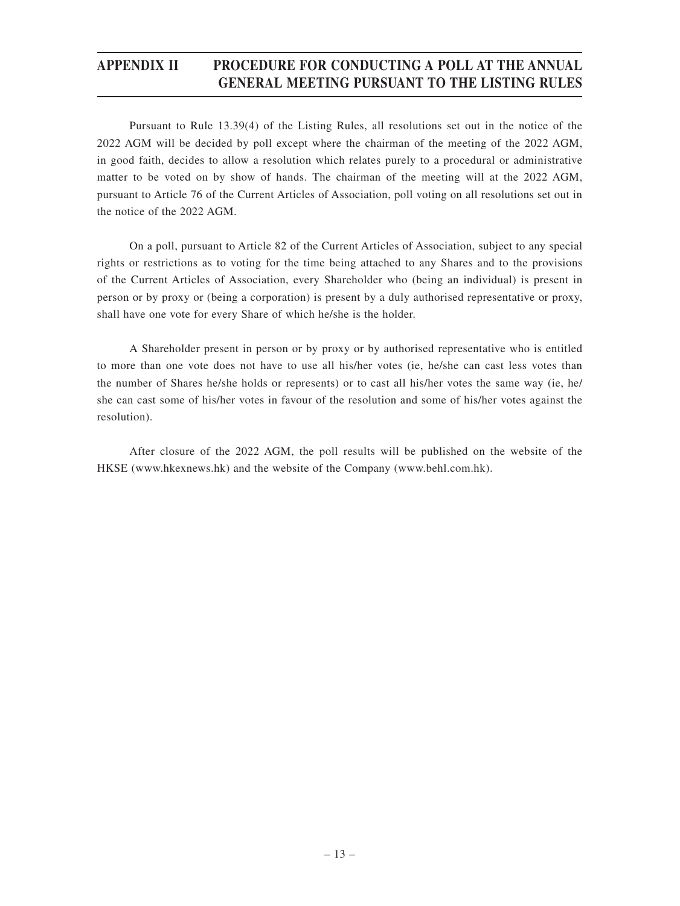# APPENDIX II PROCEDURE FOR CONDUCTING A POLL AT THE ANNUAL GENERAL MEETING PURSUANT TO THE LISTING RULES

Pursuant to Rule 13.39(4) of the Listing Rules, all resolutions set out in the notice of the 2022 AGM will be decided by poll except where the chairman of the meeting of the 2022 AGM, in good faith, decides to allow a resolution which relates purely to a procedural or administrative matter to be voted on by show of hands. The chairman of the meeting will at the 2022 AGM, pursuant to Article 76 of the Current Articles of Association, poll voting on all resolutions set out in the notice of the 2022 AGM.

On a poll, pursuant to Article 82 of the Current Articles of Association, subject to any special rights or restrictions as to voting for the time being attached to any Shares and to the provisions of the Current Articles of Association, every Shareholder who (being an individual) is present in person or by proxy or (being a corporation) is present by a duly authorised representative or proxy, shall have one vote for every Share of which he/she is the holder.

A Shareholder present in person or by proxy or by authorised representative who is entitled to more than one vote does not have to use all his/her votes (ie, he/she can cast less votes than the number of Shares he/she holds or represents) or to cast all his/her votes the same way (ie, he/she can cast some of his/her votes in favour of the resolution and some of his/her votes against the resolution).

After closure of the 2022 AGM, the poll results will be published on the website of the HKSE (www.hkexnews.hk) and the website of the Company (www.behl.com.hk).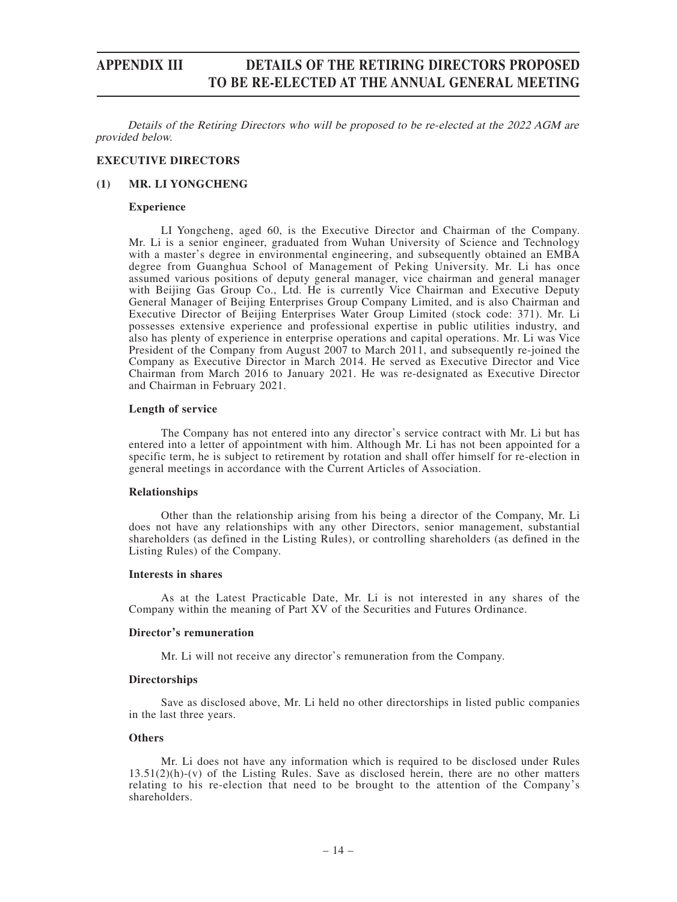# APPENDIX III DETAILS OF THE RETIRING DIRECTORS PROPOSED TO BE RE-ELECTED AT THE ANNUAL GENERAL MEETING

*Details of the Retiring Directors who will be proposed to be re-elected at the 2022 AGM are provided below.*

## EXECUTIVE DIRECTORS

### (1) MR. LI YONGCHENG

**Experience**

LI Yongcheng, aged 60, is the Executive Director and Chairman of the Company. Mr. Li is a senior engineer, graduated from Wuhan University of Science and Technology with a master's degree in environmental engineering, and subsequently obtained an EMBA degree from Guanghua School of Management of Peking University. Mr. Li has once assumed various positions of deputy general manager, vice chairman and general manager with Beijing Gas Group Co., Ltd. He is currently Vice Chairman and Executive Deputy General Manager of Beijing Enterprises Group Company Limited, and is also Chairman and Executive Director of Beijing Enterprises Water Group Limited (stock code: 371). Mr. Li possesses extensive experience and professional expertise in public utilities industry, and also has plenty of experience in enterprise operations and capital operations. Mr. Li was Vice President of the Company from August 2007 to March 2011, and subsequently re-joined the Company as Executive Director in March 2014. He served as Executive Director and Vice Chairman from March 2016 to January 2021. He was re-designated as Executive Director and Chairman in February 2021.

**Length of service**

The Company has not entered into any director's service contract with Mr. Li but has entered into a letter of appointment with him. Although Mr. Li has not been appointed for a specific term, he is subject to retirement by rotation and shall offer himself for re-election in general meetings in accordance with the Current Articles of Association.

**Relationships**

Other than the relationship arising from his being a director of the Company, Mr. Li does not have any relationships with any other Directors, senior management, substantial shareholders (as defined in the Listing Rules), or controlling shareholders (as defined in the Listing Rules) of the Company.

**Interests in shares**

As at the Latest Practicable Date, Mr. Li is not interested in any shares of the Company within the meaning of Part XV of the Securities and Futures Ordinance.

**Director's remuneration**

Mr. Li will not receive any director's remuneration from the Company.

**Directorships**

Save as disclosed above, Mr. Li held no other directorships in listed public companies in the last three years.

**Others**

Mr. Li does not have any information which is required to be disclosed under Rules 13.51(2)(h)-(v) of the Listing Rules. Save as disclosed herein, there are no other matters relating to his re-election that need to be brought to the attention of the Company's shareholders.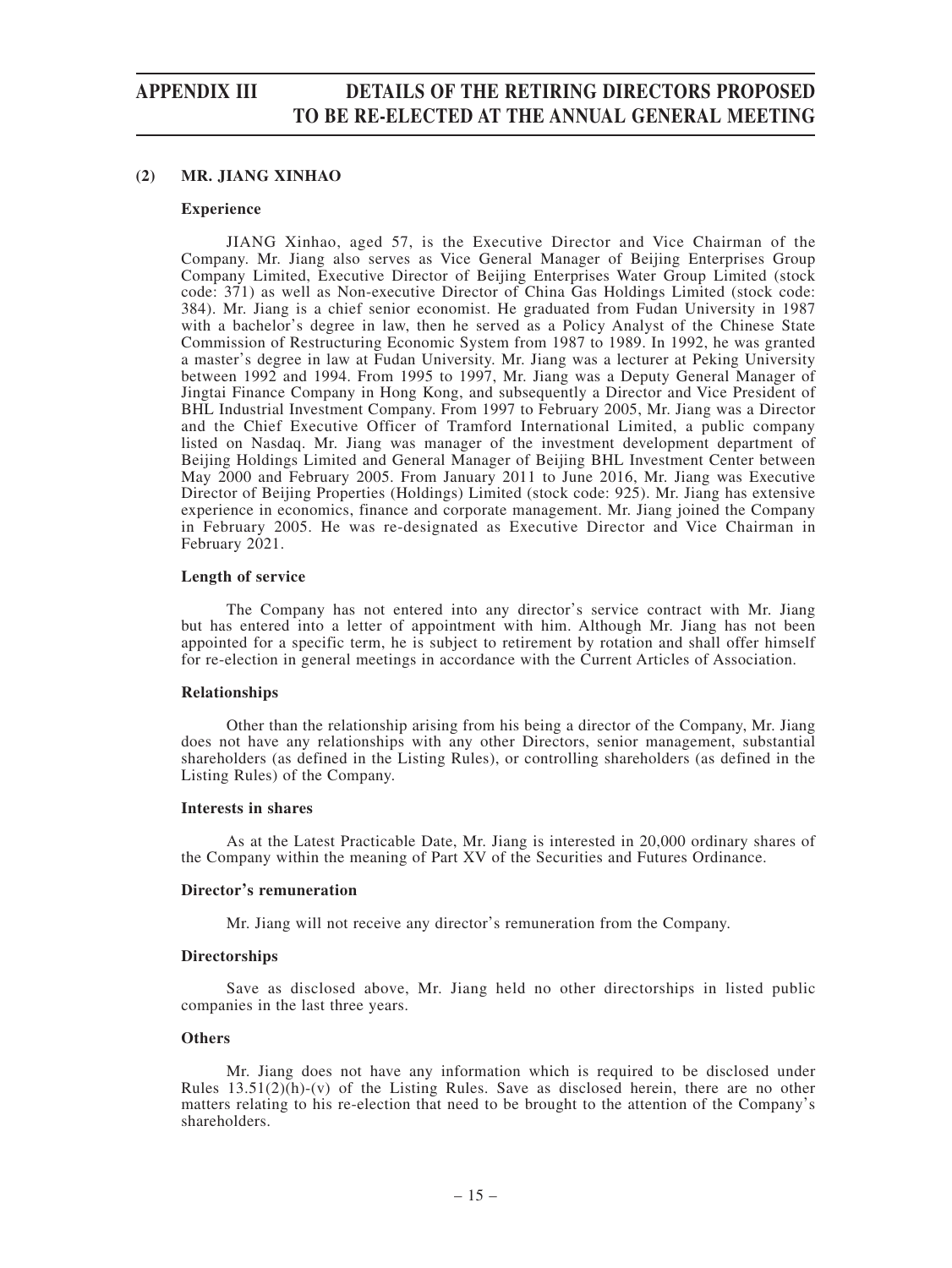## (2) MR. JIANG XINHAO

### Experience

JIANG Xinhao, aged 57, is the Executive Director and Vice Chairman of the Company. Mr. Jiang also serves as Vice General Manager of Beijing Enterprises Group Company Limited, Executive Director of Beijing Enterprises Water Group Limited (stock code: 371) as well as Non-executive Director of China Gas Holdings Limited (stock code: 384). Mr. Jiang is a chief senior economist. He graduated from Fudan University in 1987 with a bachelor's degree in law, then he served as a Policy Analyst of the Chinese State Commission of Restructuring Economic System from 1987 to 1989. In 1992, he was granted a master's degree in law at Fudan University. Mr. Jiang was a lecturer at Peking University between 1992 and 1994. From 1995 to 1997, Mr. Jiang was a Deputy General Manager of Jingtai Finance Company in Hong Kong, and subsequently a Director and Vice President of BHL Industrial Investment Company. From 1997 to February 2005, Mr. Jiang was a Director and the Chief Executive Officer of Tramford International Limited, a public company listed on Nasdaq. Mr. Jiang was manager of the investment development department of Beijing Holdings Limited and General Manager of Beijing BHL Investment Center between May 2000 and February 2005. From January 2011 to June 2016, Mr. Jiang was Executive Director of Beijing Properties (Holdings) Limited (stock code: 925). Mr. Jiang has extensive experience in economics, finance and corporate management. Mr. Jiang joined the Company in February 2005. He was re-designated as Executive Director and Vice Chairman in February 2021.

### Length of service

The Company has not entered into any director's service contract with Mr. Jiang but has entered into a letter of appointment with him. Although Mr. Jiang has not been appointed for a specific term, he is subject to retirement by rotation and shall offer himself for re-election in general meetings in accordance with the Current Articles of Association.

### Relationships

Other than the relationship arising from his being a director of the Company, Mr. Jiang does not have any relationships with any other Directors, senior management, substantial shareholders (as defined in the Listing Rules), or controlling shareholders (as defined in the Listing Rules) of the Company.

### Interests in shares

As at the Latest Practicable Date, Mr. Jiang is interested in 20,000 ordinary shares of the Company within the meaning of Part XV of the Securities and Futures Ordinance.

### Director's remuneration

Mr. Jiang will not receive any director's remuneration from the Company.

### Directorships

Save as disclosed above, Mr. Jiang held no other directorships in listed public companies in the last three years.

### Others

Mr. Jiang does not have any information which is required to be disclosed under Rules 13.51(2)(h)-(v) of the Listing Rules. Save as disclosed herein, there are no other matters relating to his re-election that need to be brought to the attention of the Company's shareholders.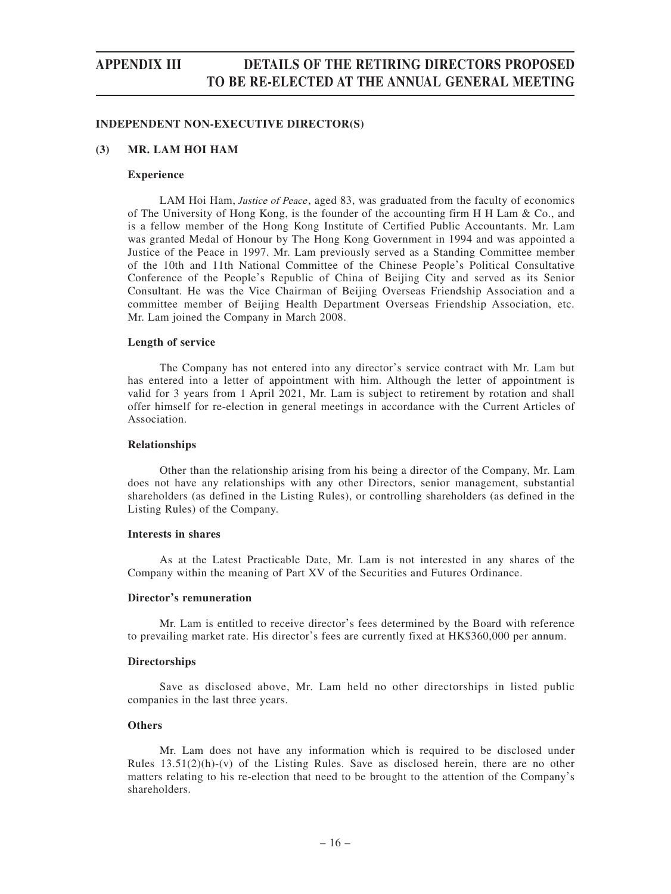## INDEPENDENT NON-EXECUTIVE DIRECTOR(S)

### (3) MR. LAM HOI HAM

**Experience**

LAM Hoi Ham, *Justice of Peace*, aged 83, was graduated from the faculty of economics of The University of Hong Kong, is the founder of the accounting firm H H Lam & Co., and is a fellow member of the Hong Kong Institute of Certified Public Accountants. Mr. Lam was granted Medal of Honour by The Hong Kong Government in 1994 and was appointed a Justice of the Peace in 1997. Mr. Lam previously served as a Standing Committee member of the 10th and 11th National Committee of the Chinese People's Political Consultative Conference of the People's Republic of China of Beijing City and served as its Senior Consultant. He was the Vice Chairman of Beijing Overseas Friendship Association and a committee member of Beijing Health Department Overseas Friendship Association, etc. Mr. Lam joined the Company in March 2008.

**Length of service**

The Company has not entered into any director's service contract with Mr. Lam but has entered into a letter of appointment with him. Although the letter of appointment is valid for 3 years from 1 April 2021, Mr. Lam is subject to retirement by rotation and shall offer himself for re-election in general meetings in accordance with the Current Articles of Association.

**Relationships**

Other than the relationship arising from his being a director of the Company, Mr. Lam does not have any relationships with any other Directors, senior management, substantial shareholders (as defined in the Listing Rules), or controlling shareholders (as defined in the Listing Rules) of the Company.

**Interests in shares**

As at the Latest Practicable Date, Mr. Lam is not interested in any shares of the Company within the meaning of Part XV of the Securities and Futures Ordinance.

**Director's remuneration**

Mr. Lam is entitled to receive director's fees determined by the Board with reference to prevailing market rate. His director's fees are currently fixed at HK$360,000 per annum.

**Directorships**

Save as disclosed above, Mr. Lam held no other directorships in listed public companies in the last three years.

**Others**

Mr. Lam does not have any information which is required to be disclosed under Rules 13.51(2)(h)-(v) of the Listing Rules. Save as disclosed herein, there are no other matters relating to his re-election that need to be brought to the attention of the Company's shareholders.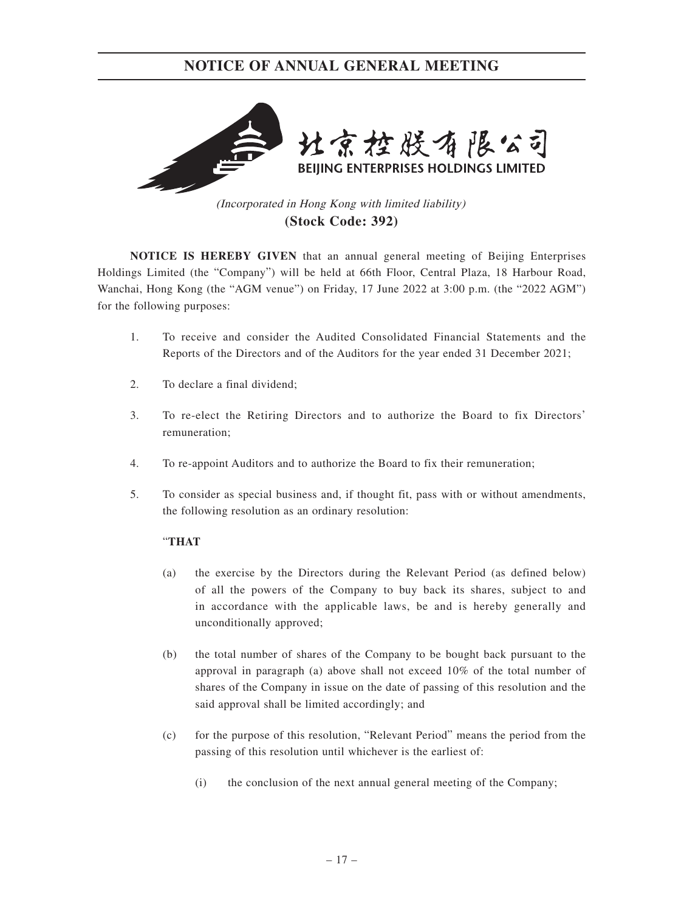# NOTICE OF ANNUAL GENERAL MEETING

北京控股有限公司

BEIJING ENTERPRISES HOLDINGS LIMITED

*(Incorporated in Hong Kong with limited liability)*

**(Stock Code: 392)**

**NOTICE IS HEREBY GIVEN** that an annual general meeting of Beijing Enterprises Holdings Limited (the "Company") will be held at 66th Floor, Central Plaza, 18 Harbour Road, Wanchai, Hong Kong (the "AGM venue") on Friday, 17 June 2022 at 3:00 p.m. (the "2022 AGM") for the following purposes:

1. To receive and consider the Audited Consolidated Financial Statements and the Reports of the Directors and of the Auditors for the year ended 31 December 2021;

2. To declare a final dividend;

3. To re-elect the Retiring Directors and to authorize the Board to fix Directors' remuneration;

4. To re-appoint Auditors and to authorize the Board to fix their remuneration;

5. To consider as special business and, if thought fit, pass with or without amendments, the following resolution as an ordinary resolution:

   "**THAT**

   (a) the exercise by the Directors during the Relevant Period (as defined below) of all the powers of the Company to buy back its shares, subject to and in accordance with the applicable laws, be and is hereby generally and unconditionally approved;

   (b) the total number of shares of the Company to be bought back pursuant to the approval in paragraph (a) above shall not exceed 10% of the total number of shares of the Company in issue on the date of passing of this resolution and the said approval shall be limited accordingly; and

   (c) for the purpose of this resolution, "Relevant Period" means the period from the passing of this resolution until whichever is the earliest of:

      (i) the conclusion of the next annual general meeting of the Company;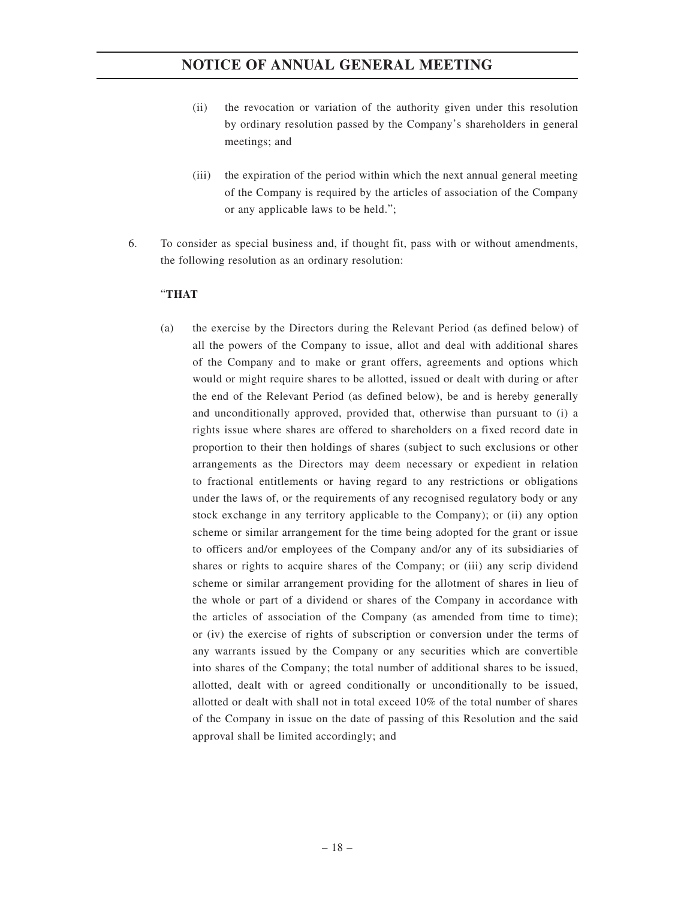(ii) the revocation or variation of the authority given under this resolution by ordinary resolution passed by the Company's shareholders in general meetings; and

(iii) the expiration of the period within which the next annual general meeting of the Company is required by the articles of association of the Company or any applicable laws to be held.";

6. To consider as special business and, if thought fit, pass with or without amendments, the following resolution as an ordinary resolution:

"**THAT**

(a) the exercise by the Directors during the Relevant Period (as defined below) of all the powers of the Company to issue, allot and deal with additional shares of the Company and to make or grant offers, agreements and options which would or might require shares to be allotted, issued or dealt with during or after the end of the Relevant Period (as defined below), be and is hereby generally and unconditionally approved, provided that, otherwise than pursuant to (i) a rights issue where shares are offered to shareholders on a fixed record date in proportion to their then holdings of shares (subject to such exclusions or other arrangements as the Directors may deem necessary or expedient in relation to fractional entitlements or having regard to any restrictions or obligations under the laws of, or the requirements of any recognised regulatory body or any stock exchange in any territory applicable to the Company); or (ii) any option scheme or similar arrangement for the time being adopted for the grant or issue to officers and/or employees of the Company and/or any of its subsidiaries of shares or rights to acquire shares of the Company; or (iii) any scrip dividend scheme or similar arrangement providing for the allotment of shares in lieu of the whole or part of a dividend or shares of the Company in accordance with the articles of association of the Company (as amended from time to time); or (iv) the exercise of rights of subscription or conversion under the terms of any warrants issued by the Company or any securities which are convertible into shares of the Company; the total number of additional shares to be issued, allotted, dealt with or agreed conditionally or unconditionally to be issued, allotted or dealt with shall not in total exceed 10% of the total number of shares of the Company in issue on the date of passing of this Resolution and the said approval shall be limited accordingly; and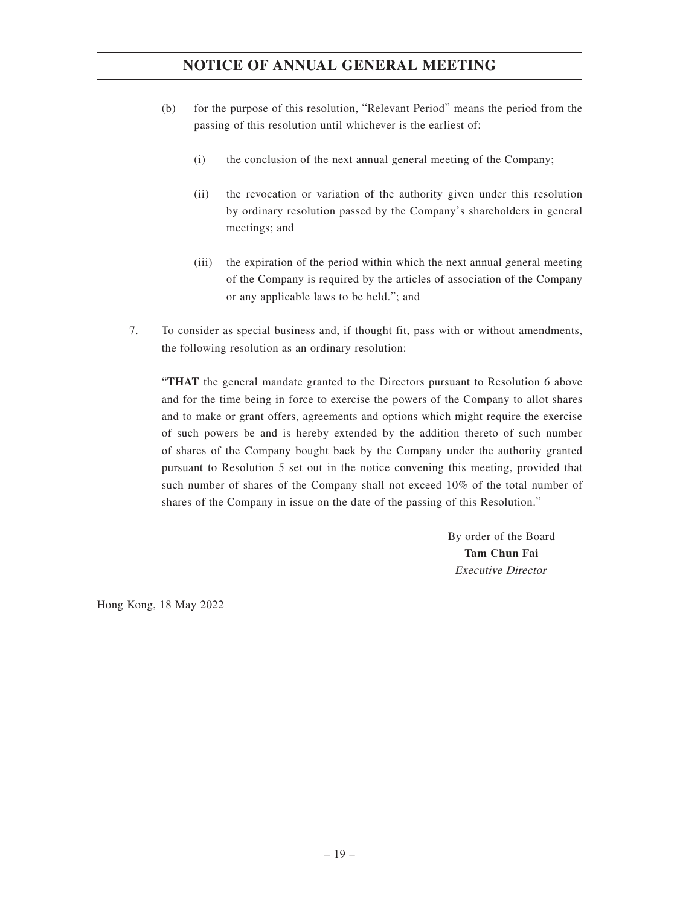(b) for the purpose of this resolution, "Relevant Period" means the period from the passing of this resolution until whichever is the earliest of:

(i) the conclusion of the next annual general meeting of the Company;

(ii) the revocation or variation of the authority given under this resolution by ordinary resolution passed by the Company's shareholders in general meetings; and

(iii) the expiration of the period within which the next annual general meeting of the Company is required by the articles of association of the Company or any applicable laws to be held."; and

7. To consider as special business and, if thought fit, pass with or without amendments, the following resolution as an ordinary resolution:

"**THAT** the general mandate granted to the Directors pursuant to Resolution 6 above and for the time being in force to exercise the powers of the Company to allot shares and to make or grant offers, agreements and options which might require the exercise of such powers be and is hereby extended by the addition thereto of such number of shares of the Company bought back by the Company under the authority granted pursuant to Resolution 5 set out in the notice convening this meeting, provided that such number of shares of the Company shall not exceed 10% of the total number of shares of the Company in issue on the date of the passing of this Resolution."

By order of the Board
**Tam Chun Fai**
*Executive Director*

Hong Kong, 18 May 2022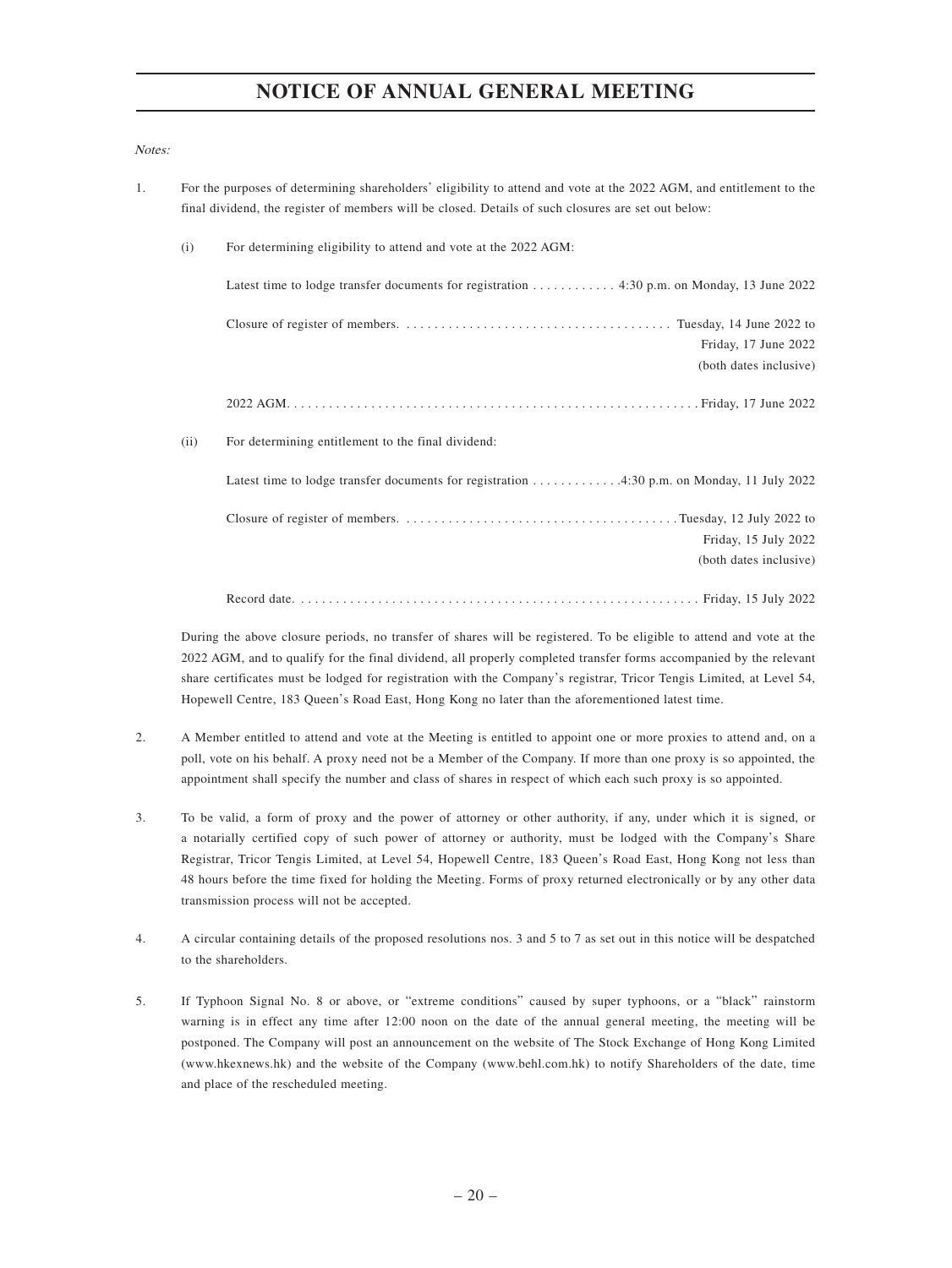# NOTICE OF ANNUAL GENERAL MEETING

*Notes:*

1. For the purposes of determining shareholders' eligibility to attend and vote at the 2022 AGM, and entitlement to the final dividend, the register of members will be closed. Details of such closures are set out below:

   (i) For determining eligibility to attend and vote at the 2022 AGM:

   | | |
   |---|---|
   | Latest time to lodge transfer documents for registration | 4:30 p.m. on Monday, 13 June 2022 |
   | Closure of register of members. | Tuesday, 14 June 2022 to Friday, 17 June 2022 (both dates inclusive) |
   | 2022 AGM. | Friday, 17 June 2022 |

   (ii) For determining entitlement to the final dividend:

   | | |
   |---|---|
   | Latest time to lodge transfer documents for registration | 4:30 p.m. on Monday, 11 July 2022 |
   | Closure of register of members. | Tuesday, 12 July 2022 to Friday, 15 July 2022 (both dates inclusive) |
   | Record date. | Friday, 15 July 2022 |

   During the above closure periods, no transfer of shares will be registered. To be eligible to attend and vote at the 2022 AGM, and to qualify for the final dividend, all properly completed transfer forms accompanied by the relevant share certificates must be lodged for registration with the Company's registrar, Tricor Tengis Limited, at Level 54, Hopewell Centre, 183 Queen's Road East, Hong Kong no later than the aforementioned latest time.

2. A Member entitled to attend and vote at the Meeting is entitled to appoint one or more proxies to attend and, on a poll, vote on his behalf. A proxy need not be a Member of the Company. If more than one proxy is so appointed, the appointment shall specify the number and class of shares in respect of which each such proxy is so appointed.

3. To be valid, a form of proxy and the power of attorney or other authority, if any, under which it is signed, or a notarially certified copy of such power of attorney or authority, must be lodged with the Company's Share Registrar, Tricor Tengis Limited, at Level 54, Hopewell Centre, 183 Queen's Road East, Hong Kong not less than 48 hours before the time fixed for holding the Meeting. Forms of proxy returned electronically or by any other data transmission process will not be accepted.

4. A circular containing details of the proposed resolutions nos. 3 and 5 to 7 as set out in this notice will be despatched to the shareholders.

5. If Typhoon Signal No. 8 or above, or "extreme conditions" caused by super typhoons, or a "black" rainstorm warning is in effect any time after 12:00 noon on the date of the annual general meeting, the meeting will be postponed. The Company will post an announcement on the website of The Stock Exchange of Hong Kong Limited (www.hkexnews.hk) and the website of the Company (www.behl.com.hk) to notify Shareholders of the date, time and place of the rescheduled meeting.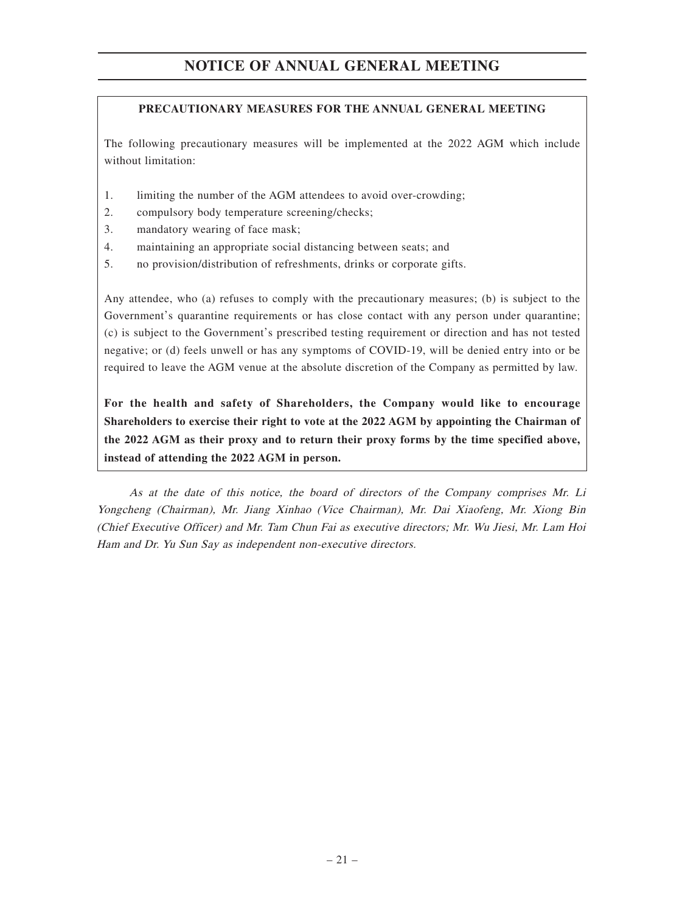# NOTICE OF ANNUAL GENERAL MEETING

**PRECAUTIONARY MEASURES FOR THE ANNUAL GENERAL MEETING**

The following precautionary measures will be implemented at the 2022 AGM which include without limitation:

1. limiting the number of the AGM attendees to avoid over-crowding;
2. compulsory body temperature screening/checks;
3. mandatory wearing of face mask;
4. maintaining an appropriate social distancing between seats; and
5. no provision/distribution of refreshments, drinks or corporate gifts.

Any attendee, who (a) refuses to comply with the precautionary measures; (b) is subject to the Government's quarantine requirements or has close contact with any person under quarantine; (c) is subject to the Government's prescribed testing requirement or direction and has not tested negative; or (d) feels unwell or has any symptoms of COVID-19, will be denied entry into or be required to leave the AGM venue at the absolute discretion of the Company as permitted by law.

**For the health and safety of Shareholders, the Company would like to encourage Shareholders to exercise their right to vote at the 2022 AGM by appointing the Chairman of the 2022 AGM as their proxy and to return their proxy forms by the time specified above, instead of attending the 2022 AGM in person.**

*As at the date of this notice, the board of directors of the Company comprises Mr. Li Yongcheng (Chairman), Mr. Jiang Xinhao (Vice Chairman), Mr. Dai Xiaofeng, Mr. Xiong Bin (Chief Executive Officer) and Mr. Tam Chun Fai as executive directors; Mr. Wu Jiesi, Mr. Lam Hoi Ham and Dr. Yu Sun Say as independent non-executive directors.*